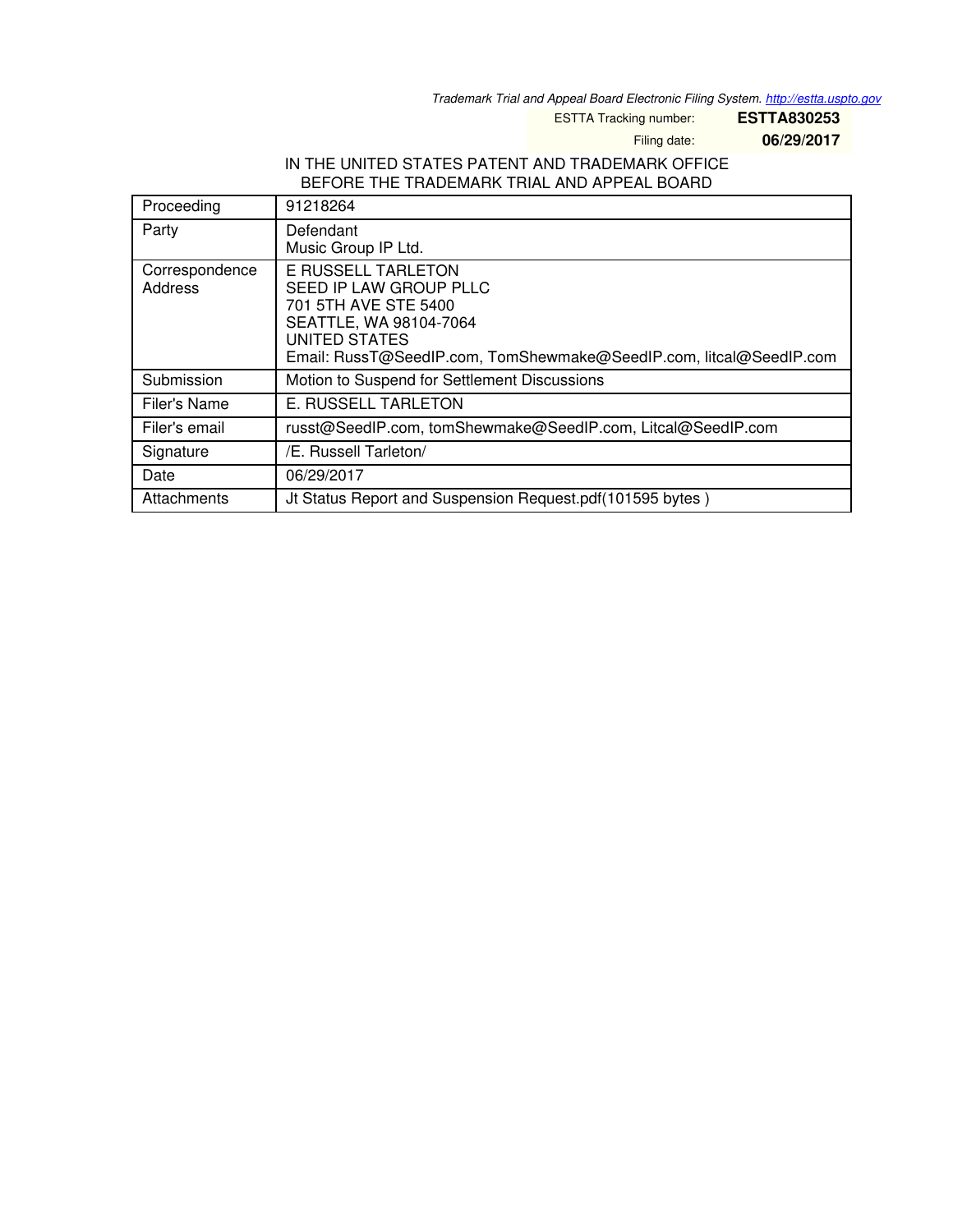Trademark Trial and Appeal Board Electronic Filing System. http://estta.uspto.gov

ESTTA Tracking number: **ESTTA830253**

Filing date: **06/29/2017**

IN THE UNITED STATES PATENT AND TRADEMARK OFFICE
BEFORE THE TRADEMARK TRIAL AND APPEAL BOARD

| Proceeding | 91218264 |
|---|---|
| Party | Defendant<br>Music Group IP Ltd. |
| Correspondence Address | E RUSSELL TARLETON<br>SEED IP LAW GROUP PLLC<br>701 5TH AVE STE 5400<br>SEATTLE, WA 98104-7064<br>UNITED STATES<br>Email: RussT@SeedIP.com, TomShewmake@SeedIP.com, litcal@SeedIP.com |
| Submission | Motion to Suspend for Settlement Discussions |
| Filer's Name | E. RUSSELL TARLETON |
| Filer's email | russt@SeedIP.com, tomShewmake@SeedIP.com, Litcal@SeedIP.com |
| Signature | /E. Russell Tarleton/ |
| Date | 06/29/2017 |
| Attachments | Jt Status Report and Suspension Request.pdf(101595 bytes ) |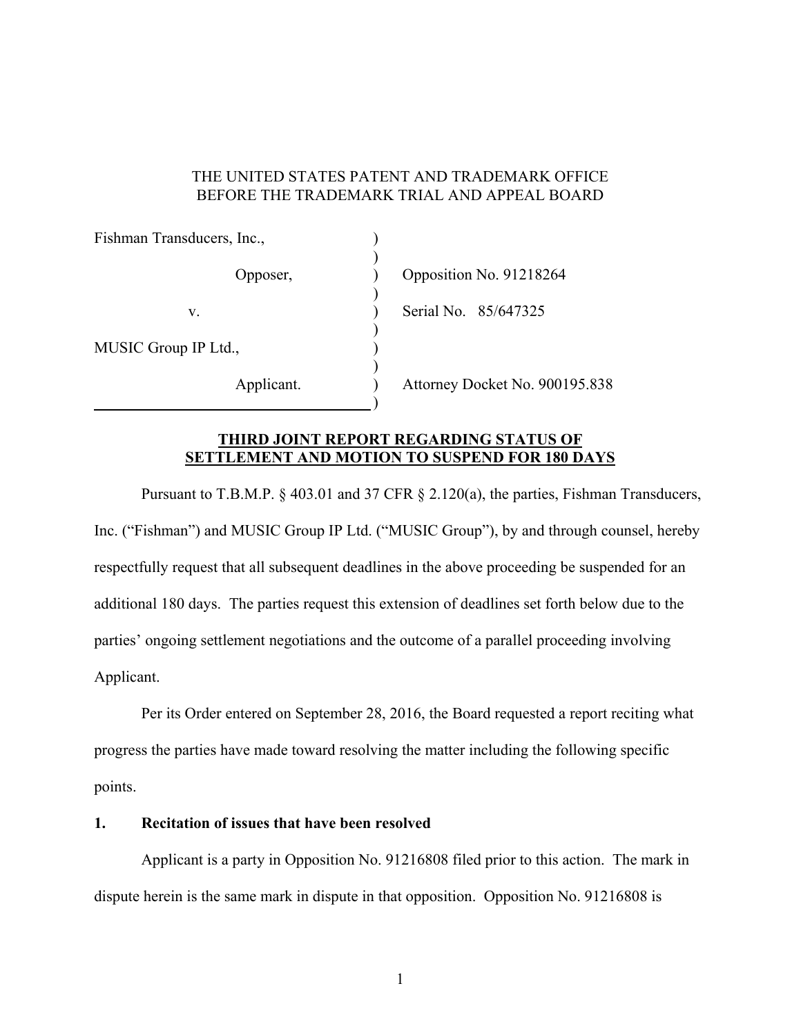THE UNITED STATES PATENT AND TRADEMARK OFFICE
BEFORE THE TRADEMARK TRIAL AND APPEAL BOARD

| | | |
|---|---|---|
| Fishman Transducers, Inc., | ) | |
| Opposer, | ) | Opposition No. 91218264 |
| v. | ) | Serial No. 85/647325 |
| MUSIC Group IP Ltd., | ) | |
| Applicant. | ) | Attorney Docket No. 900195.838 |

**THIRD JOINT REPORT REGARDING STATUS OF SETTLEMENT AND MOTION TO SUSPEND FOR 180 DAYS**

Pursuant to T.B.M.P. § 403.01 and 37 CFR § 2.120(a), the parties, Fishman Transducers, Inc. ("Fishman") and MUSIC Group IP Ltd. ("MUSIC Group"), by and through counsel, hereby respectfully request that all subsequent deadlines in the above proceeding be suspended for an additional 180 days. The parties request this extension of deadlines set forth below due to the parties' ongoing settlement negotiations and the outcome of a parallel proceeding involving Applicant.

Per its Order entered on September 28, 2016, the Board requested a report reciting what progress the parties have made toward resolving the matter including the following specific points.

**1. Recitation of issues that have been resolved**

Applicant is a party in Opposition No. 91216808 filed prior to this action. The mark in dispute herein is the same mark in dispute in that opposition. Opposition No. 91216808 is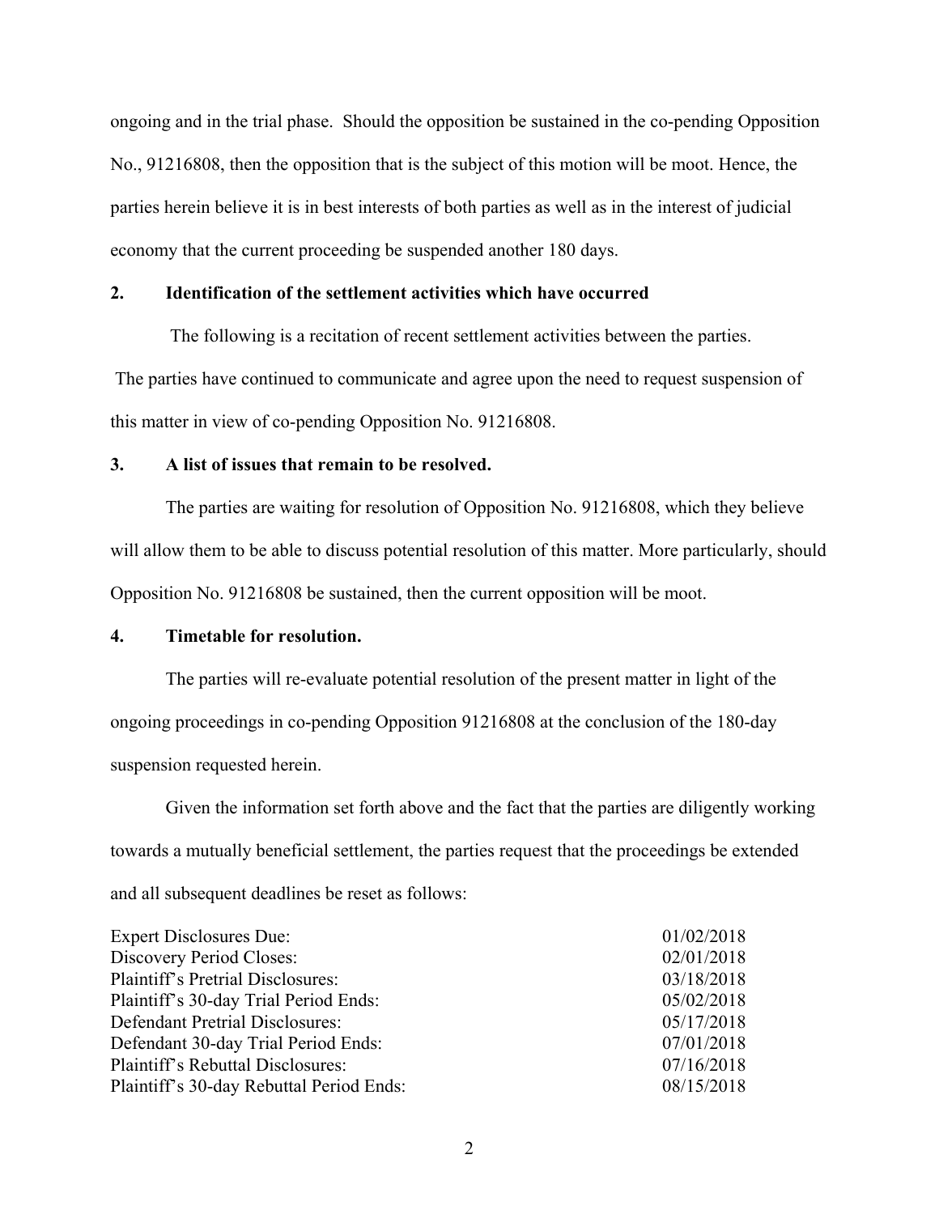ongoing and in the trial phase. Should the opposition be sustained in the co-pending Opposition No., 91216808, then the opposition that is the subject of this motion will be moot. Hence, the parties herein believe it is in best interests of both parties as well as in the interest of judicial economy that the current proceeding be suspended another 180 days.

**2. Identification of the settlement activities which have occurred**

The following is a recitation of recent settlement activities between the parties.

The parties have continued to communicate and agree upon the need to request suspension of this matter in view of co-pending Opposition No. 91216808.

**3. A list of issues that remain to be resolved.**

The parties are waiting for resolution of Opposition No. 91216808, which they believe will allow them to be able to discuss potential resolution of this matter. More particularly, should Opposition No. 91216808 be sustained, then the current opposition will be moot.

**4. Timetable for resolution.**

The parties will re-evaluate potential resolution of the present matter in light of the ongoing proceedings in co-pending Opposition 91216808 at the conclusion of the 180-day suspension requested herein.

Given the information set forth above and the fact that the parties are diligently working towards a mutually beneficial settlement, the parties request that the proceedings be extended and all subsequent deadlines be reset as follows:

| | |
|---|---|
| Expert Disclosures Due: | 01/02/2018 |
| Discovery Period Closes: | 02/01/2018 |
| Plaintiff's Pretrial Disclosures: | 03/18/2018 |
| Plaintiff's 30-day Trial Period Ends: | 05/02/2018 |
| Defendant Pretrial Disclosures: | 05/17/2018 |
| Defendant 30-day Trial Period Ends: | 07/01/2018 |
| Plaintiff's Rebuttal Disclosures: | 07/16/2018 |
| Plaintiff's 30-day Rebuttal Period Ends: | 08/15/2018 |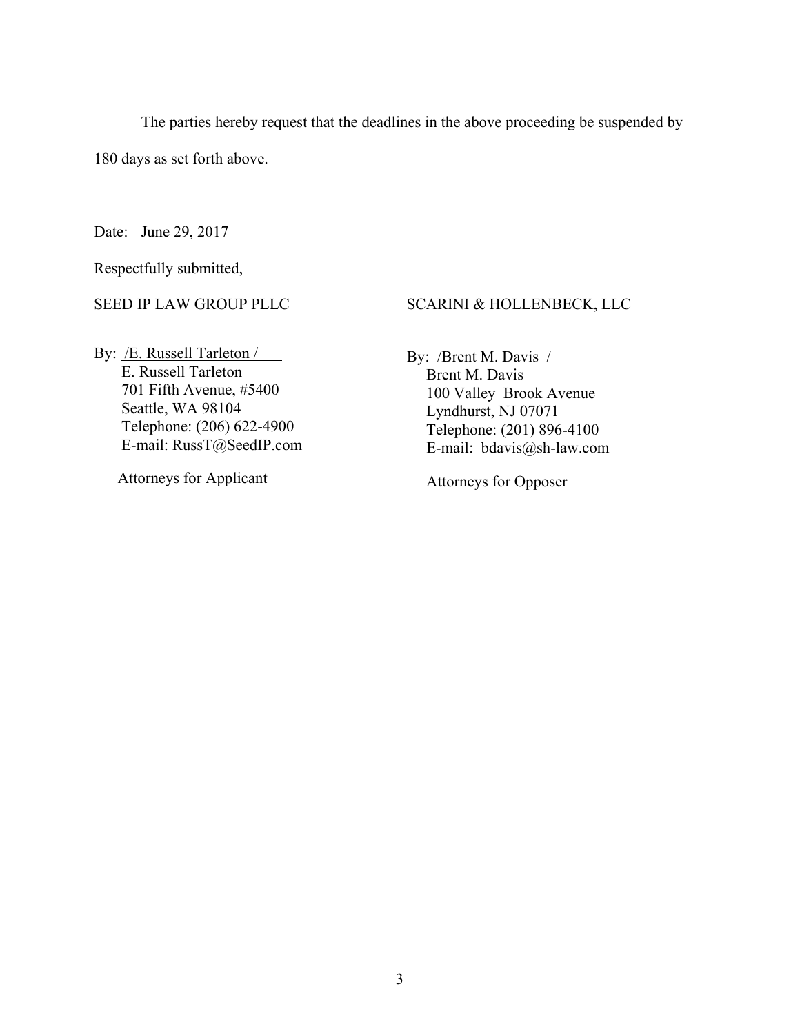The parties hereby request that the deadlines in the above proceeding be suspended by 180 days as set forth above.

Date: June 29, 2017

Respectfully submitted,

SEED IP LAW GROUP PLLC

By: /E. Russell Tarleton /
E. Russell Tarleton
701 Fifth Avenue, #5400
Seattle, WA 98104
Telephone: (206) 622-4900
E-mail: RussT@SeedIP.com

Attorneys for Applicant

SCARINI & HOLLENBECK, LLC

By: /Brent M. Davis /
Brent M. Davis
100 Valley Brook Avenue
Lyndhurst, NJ 07071
Telephone: (201) 896-4100
E-mail: bdavis@sh-law.com

Attorneys for Opposer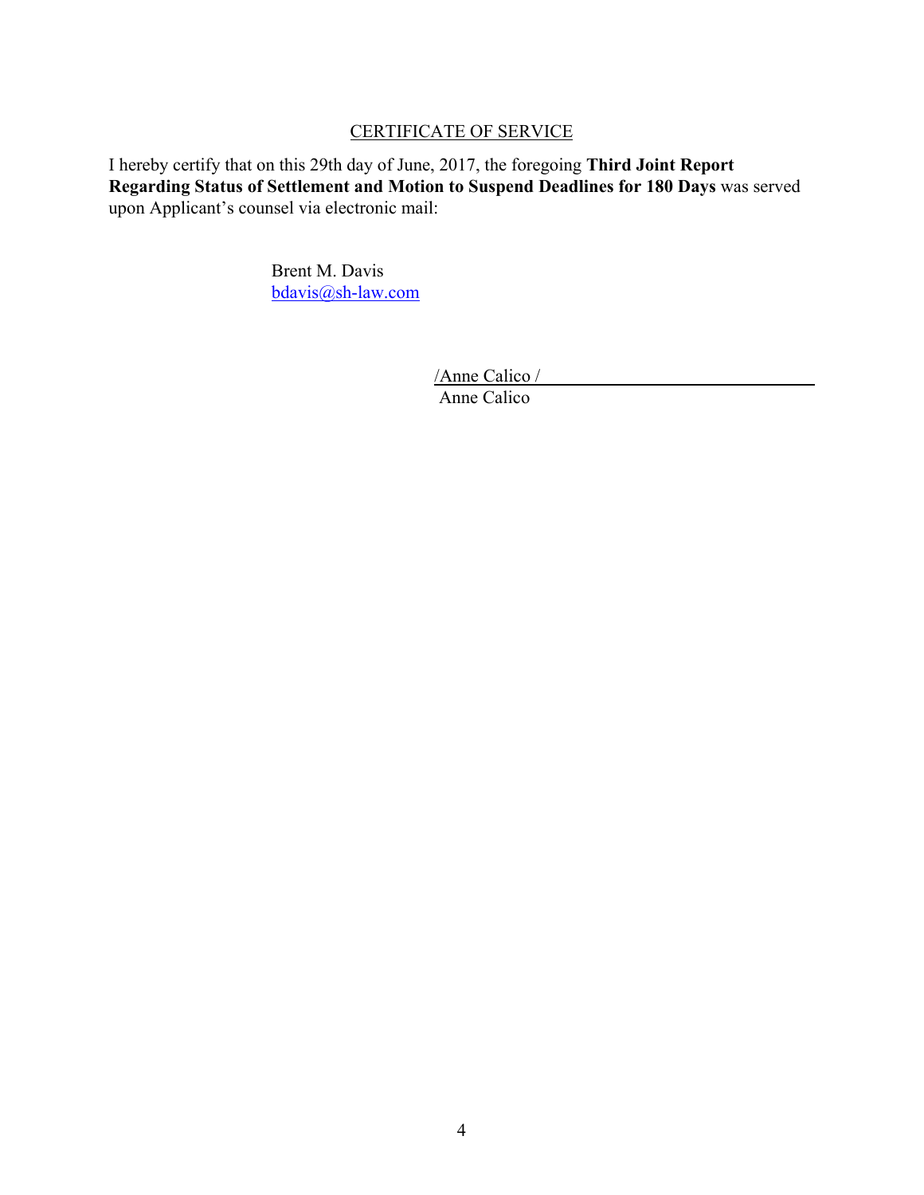## CERTIFICATE OF SERVICE

I hereby certify that on this 29th day of June, 2017, the foregoing **Third Joint Report Regarding Status of Settlement and Motion to Suspend Deadlines for 180 Days** was served upon Applicant's counsel via electronic mail:

Brent M. Davis
bdavis@sh-law.com

/Anne Calico /
Anne Calico